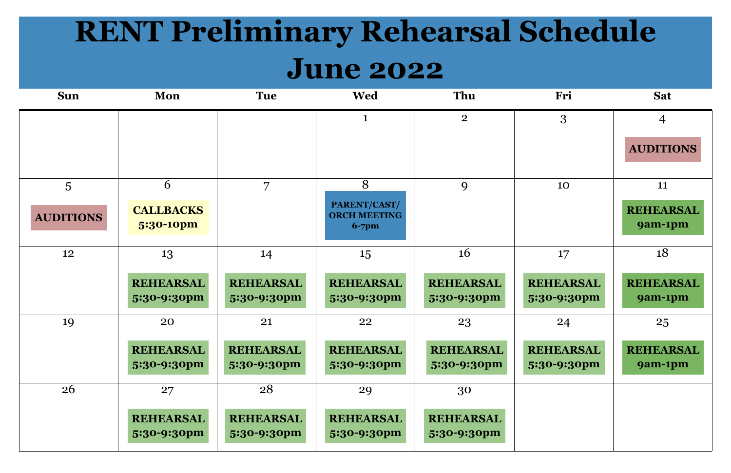# RENT Preliminary Rehearsal Schedule June 2022

| Sun | Mon | Tue | Wed | Thu | Fri | Sat |
|---|---|---|---|---|---|---|
| | | | 1 | 2 | 3 | 4 AUDITIONS |
| 5 AUDITIONS | 6 CALLBACKS 5:30-10pm | 7 | 8 PARENT/CAST/ ORCH MEETING 6-7pm | 9 | 10 | 11 REHEARSAL 9am-1pm |
| 12 | 13 REHEARSAL 5:30-9:30pm | 14 REHEARSAL 5:30-9:30pm | 15 REHEARSAL 5:30-9:30pm | 16 REHEARSAL 5:30-9:30pm | 17 REHEARSAL 5:30-9:30pm | 18 REHEARSAL 9am-1pm |
| 19 | 20 REHEARSAL 5:30-9:30pm | 21 REHEARSAL 5:30-9:30pm | 22 REHEARSAL 5:30-9:30pm | 23 REHEARSAL 5:30-9:30pm | 24 REHEARSAL 5:30-9:30pm | 25 REHEARSAL 9am-1pm |
| 26 | 27 REHEARSAL 5:30-9:30pm | 28 REHEARSAL 5:30-9:30pm | 29 REHEARSAL 5:30-9:30pm | 30 REHEARSAL 5:30-9:30pm | | |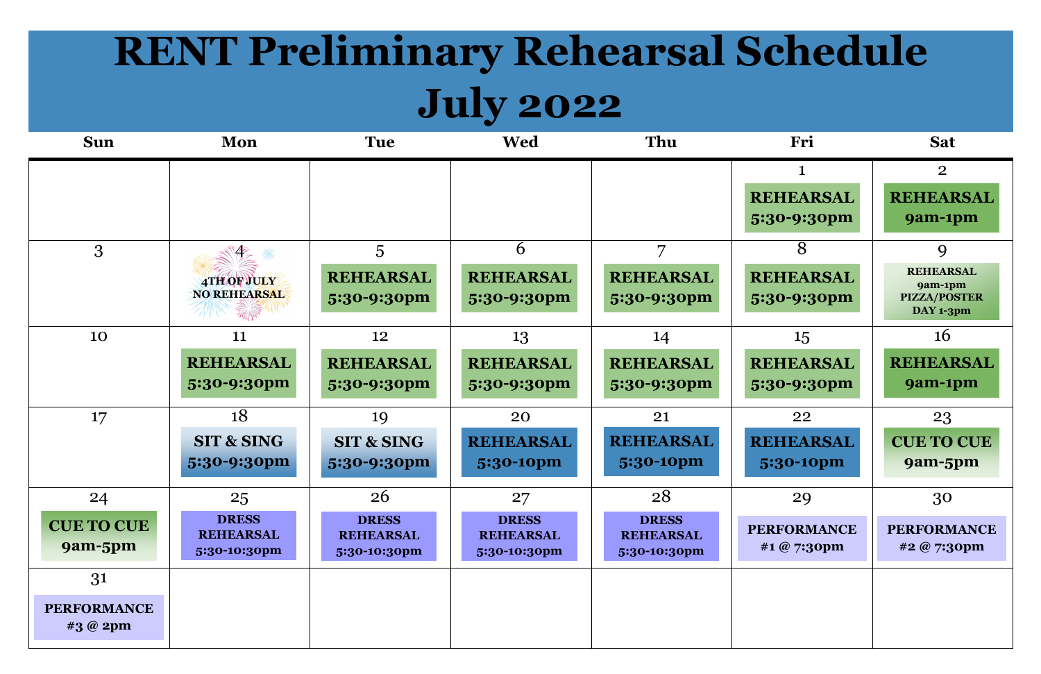# RENT Preliminary Rehearsal Schedule July 2022

| Sun | Mon | Tue | Wed | Thu | Fri | Sat |
|---|---|---|---|---|---|---|
| | | | | | 1<br>REHEARSAL 5:30-9:30pm | 2<br>REHEARSAL 9am-1pm |
| 3 | 4<br>4TH OF JULY NO REHEARSAL | 5<br>REHEARSAL 5:30-9:30pm | 6<br>REHEARSAL 5:30-9:30pm | 7<br>REHEARSAL 5:30-9:30pm | 8<br>REHEARSAL 5:30-9:30pm | 9<br>REHEARSAL 9am-1pm PIZZA/POSTER DAY 1-3pm |
| 10 | 11<br>REHEARSAL 5:30-9:30pm | 12<br>REHEARSAL 5:30-9:30pm | 13<br>REHEARSAL 5:30-9:30pm | 14<br>REHEARSAL 5:30-9:30pm | 15<br>REHEARSAL 5:30-9:30pm | 16<br>REHEARSAL 9am-1pm |
| 17 | 18<br>SIT & SING 5:30-9:30pm | 19<br>SIT & SING 5:30-9:30pm | 20<br>REHEARSAL 5:30-10pm | 21<br>REHEARSAL 5:30-10pm | 22<br>REHEARSAL 5:30-10pm | 23<br>CUE TO CUE 9am-5pm |
| 24<br>CUE TO CUE 9am-5pm | 25<br>DRESS REHEARSAL 5:30-10:30pm | 26<br>DRESS REHEARSAL 5:30-10:30pm | 27<br>DRESS REHEARSAL 5:30-10:30pm | 28<br>DRESS REHEARSAL 5:30-10:30pm | 29<br>PERFORMANCE #1 @ 7:30pm | 30<br>PERFORMANCE #2 @ 7:30pm |
| 31<br>PERFORMANCE #3 @ 2pm | | | | | | |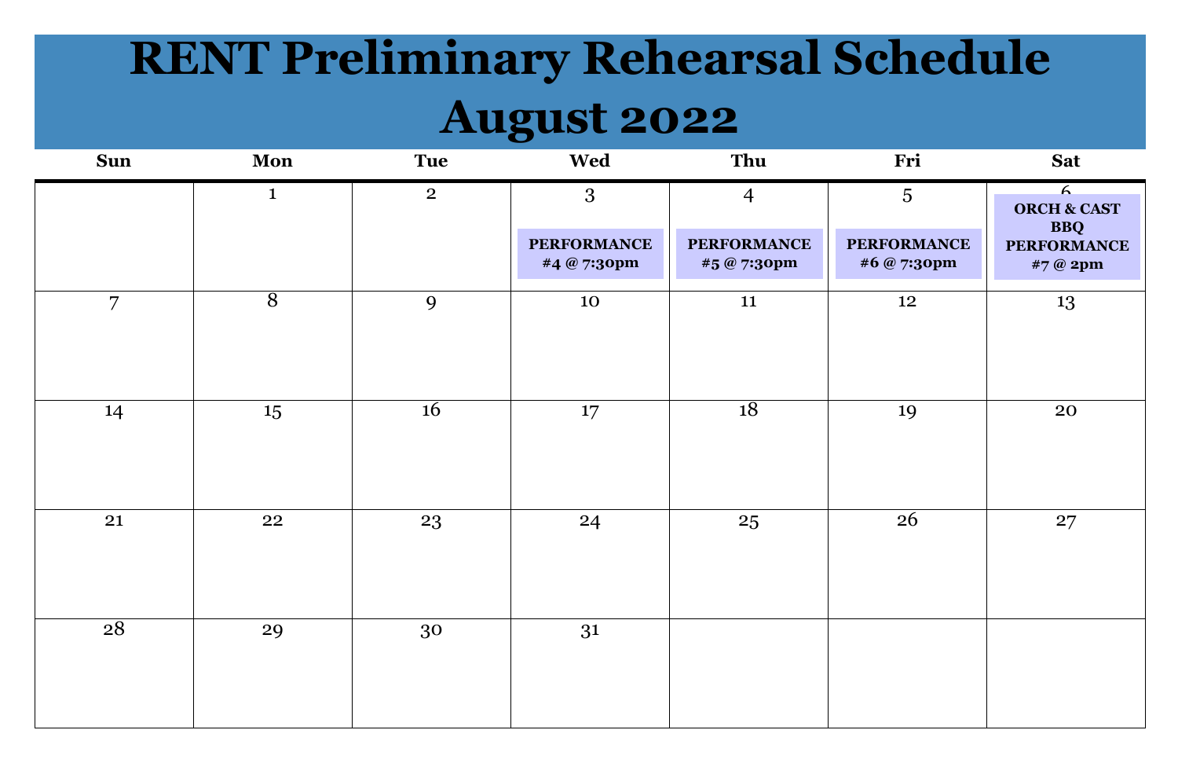# RENT Preliminary Rehearsal Schedule August 2022

| Sun | Mon | Tue | Wed | Thu | Fri | Sat |
|---|---|---|---|---|---|---|
| | 1 | 2 | 3 **PERFORMANCE #4 @ 7:30pm** | 4 **PERFORMANCE #5 @ 7:30pm** | 5 **PERFORMANCE #6 @ 7:30pm** | 6 **ORCH & CAST BBQ PERFORMANCE #7 @ 2pm** |
| 7 | 8 | 9 | 10 | 11 | 12 | 13 |
| 14 | 15 | 16 | 17 | 18 | 19 | 20 |
| 21 | 22 | 23 | 24 | 25 | 26 | 27 |
| 28 | 29 | 30 | 31 | | | |